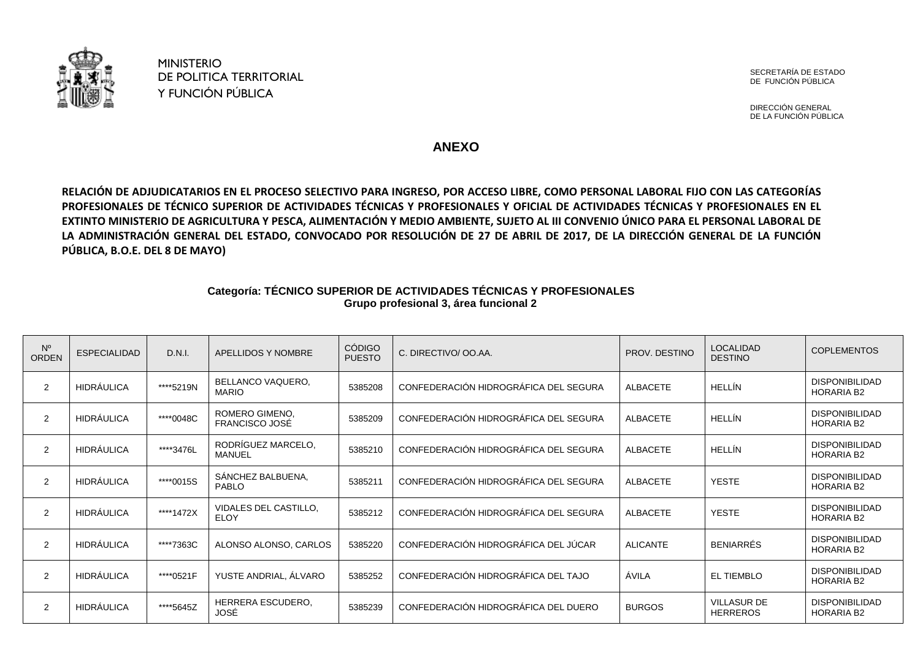MINISTERIO
DE POLITICA TERRITORIAL
Y FUNCIÓN PÚBLICA

SECRETARÍA DE ESTADO
DE FUNCIÓN PÚBLICA

DIRECCIÓN GENERAL
DE LA FUNCIÓN PÚBLICA

# ANEXO

**RELACIÓN DE ADJUDICATARIOS EN EL PROCESO SELECTIVO PARA INGRESO, POR ACCESO LIBRE, COMO PERSONAL LABORAL FIJO CON LAS CATEGORÍAS PROFESIONALES DE TÉCNICO SUPERIOR DE ACTIVIDADES TÉCNICAS Y PROFESIONALES Y OFICIAL DE ACTIVIDADES TÉCNICAS Y PROFESIONALES EN EL EXTINTO MINISTERIO DE AGRICULTURA Y PESCA, ALIMENTACIÓN Y MEDIO AMBIENTE, SUJETO AL III CONVENIO ÚNICO PARA EL PERSONAL LABORAL DE LA ADMINISTRACIÓN GENERAL DEL ESTADO, CONVOCADO POR RESOLUCIÓN DE 27 DE ABRIL DE 2017, DE LA DIRECCIÓN GENERAL DE LA FUNCIÓN PÚBLICA, B.O.E. DEL 8 DE MAYO)**

**Categoría: TÉCNICO SUPERIOR DE ACTIVIDADES TÉCNICAS Y PROFESIONALES**
**Grupo profesional 3, área funcional 2**

| Nº ORDEN | ESPECIALIDAD | D.N.I. | APELLIDOS Y NOMBRE | CÓDIGO PUESTO | C. DIRECTIVO/ OO.AA. | PROV. DESTINO | LOCALIDAD DESTINO | COPLEMENTOS |
|---|---|---|---|---|---|---|---|---|
| 2 | HIDRÁULICA | ****5219N | BELLANCO VAQUERO, MARIO | 5385208 | CONFEDERACIÓN HIDROGRÁFICA DEL SEGURA | ALBACETE | HELLÍN | DISPONIBILIDAD HORARIA B2 |
| 2 | HIDRÁULICA | ****0048C | ROMERO GIMENO, FRANCISCO JOSÉ | 5385209 | CONFEDERACIÓN HIDROGRÁFICA DEL SEGURA | ALBACETE | HELLÍN | DISPONIBILIDAD HORARIA B2 |
| 2 | HIDRÁULICA | ****3476L | RODRÍGUEZ MARCELO, MANUEL | 5385210 | CONFEDERACIÓN HIDROGRÁFICA DEL SEGURA | ALBACETE | HELLÍN | DISPONIBILIDAD HORARIA B2 |
| 2 | HIDRÁULICA | ****0015S | SÁNCHEZ BALBUENA, PABLO | 5385211 | CONFEDERACIÓN HIDROGRÁFICA DEL SEGURA | ALBACETE | YESTE | DISPONIBILIDAD HORARIA B2 |
| 2 | HIDRÁULICA | ****1472X | VIDALES DEL CASTILLO, ELOY | 5385212 | CONFEDERACIÓN HIDROGRÁFICA DEL SEGURA | ALBACETE | YESTE | DISPONIBILIDAD HORARIA B2 |
| 2 | HIDRÁULICA | ****7363C | ALONSO ALONSO, CARLOS | 5385220 | CONFEDERACIÓN HIDROGRÁFICA DEL JÚCAR | ALICANTE | BENIARRÉS | DISPONIBILIDAD HORARIA B2 |
| 2 | HIDRÁULICA | ****0521F | YUSTE ANDRIAL, ÁLVARO | 5385252 | CONFEDERACIÓN HIDROGRÁFICA DEL TAJO | ÁVILA | EL TIEMBLO | DISPONIBILIDAD HORARIA B2 |
| 2 | HIDRÁULICA | ****5645Z | HERRERA ESCUDERO, JOSÉ | 5385239 | CONFEDERACIÓN HIDROGRÁFICA DEL DUERO | BURGOS | VILLASUR DE HERREROS | DISPONIBILIDAD HORARIA B2 |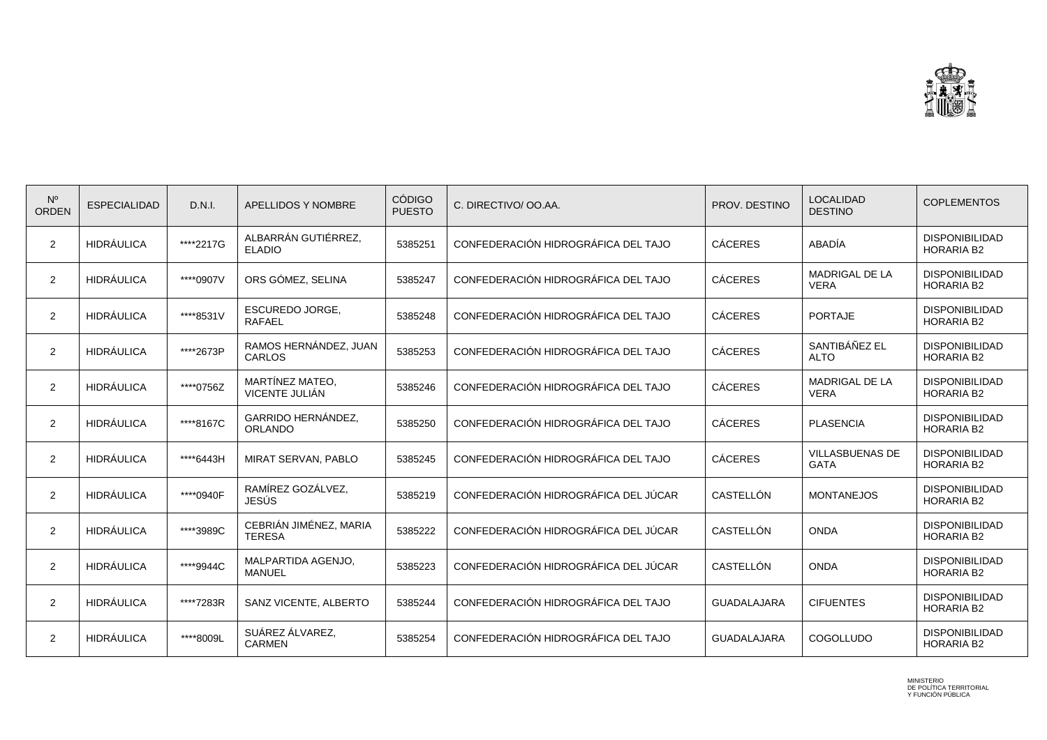| Nº ORDEN | ESPECIALIDAD | D.N.I. | APELLIDOS Y NOMBRE | CÓDIGO PUESTO | C. DIRECTIVO/ OO.AA. | PROV. DESTINO | LOCALIDAD DESTINO | COPLEMENTOS |
|---|---|---|---|---|---|---|---|---|
| 2 | HIDRÁULICA | ****2217G | ALBARRÁN GUTIÉRREZ, ELADIO | 5385251 | CONFEDERACIÓN HIDROGRÁFICA DEL TAJO | CÁCERES | ABADÍA | DISPONIBILIDAD HORARIA B2 |
| 2 | HIDRÁULICA | ****0907V | ORS GÓMEZ, SELINA | 5385247 | CONFEDERACIÓN HIDROGRÁFICA DEL TAJO | CÁCERES | MADRIGAL DE LA VERA | DISPONIBILIDAD HORARIA B2 |
| 2 | HIDRÁULICA | ****8531V | ESCUREDO JORGE, RAFAEL | 5385248 | CONFEDERACIÓN HIDROGRÁFICA DEL TAJO | CÁCERES | PORTAJE | DISPONIBILIDAD HORARIA B2 |
| 2 | HIDRÁULICA | ****2673P | RAMOS HERNÁNDEZ, JUAN CARLOS | 5385253 | CONFEDERACIÓN HIDROGRÁFICA DEL TAJO | CÁCERES | SANTIBÁÑEZ EL ALTO | DISPONIBILIDAD HORARIA B2 |
| 2 | HIDRÁULICA | ****0756Z | MARTÍNEZ MATEO, VICENTE JULIÁN | 5385246 | CONFEDERACIÓN HIDROGRÁFICA DEL TAJO | CÁCERES | MADRIGAL DE LA VERA | DISPONIBILIDAD HORARIA B2 |
| 2 | HIDRÁULICA | ****8167C | GARRIDO HERNÁNDEZ, ORLANDO | 5385250 | CONFEDERACIÓN HIDROGRÁFICA DEL TAJO | CÁCERES | PLASENCIA | DISPONIBILIDAD HORARIA B2 |
| 2 | HIDRÁULICA | ****6443H | MIRAT SERVAN, PABLO | 5385245 | CONFEDERACIÓN HIDROGRÁFICA DEL TAJO | CÁCERES | VILLASBUENAS DE GATA | DISPONIBILIDAD HORARIA B2 |
| 2 | HIDRÁULICA | ****0940F | RAMÍREZ GOZÁLVEZ, JESÚS | 5385219 | CONFEDERACIÓN HIDROGRÁFICA DEL JÚCAR | CASTELLÓN | MONTANEJOS | DISPONIBILIDAD HORARIA B2 |
| 2 | HIDRÁULICA | ****3989C | CEBRIÁN JIMÉNEZ, MARIA TERESA | 5385222 | CONFEDERACIÓN HIDROGRÁFICA DEL JÚCAR | CASTELLÓN | ONDA | DISPONIBILIDAD HORARIA B2 |
| 2 | HIDRÁULICA | ****9944C | MALPARTIDA AGENJO, MANUEL | 5385223 | CONFEDERACIÓN HIDROGRÁFICA DEL JÚCAR | CASTELLÓN | ONDA | DISPONIBILIDAD HORARIA B2 |
| 2 | HIDRÁULICA | ****7283R | SANZ VICENTE, ALBERTO | 5385244 | CONFEDERACIÓN HIDROGRÁFICA DEL TAJO | GUADALAJARA | CIFUENTES | DISPONIBILIDAD HORARIA B2 |
| 2 | HIDRÁULICA | ****8009L | SUÁREZ ÁLVAREZ, CARMEN | 5385254 | CONFEDERACIÓN HIDROGRÁFICA DEL TAJO | GUADALAJARA | COGOLLUDO | DISPONIBILIDAD HORARIA B2 |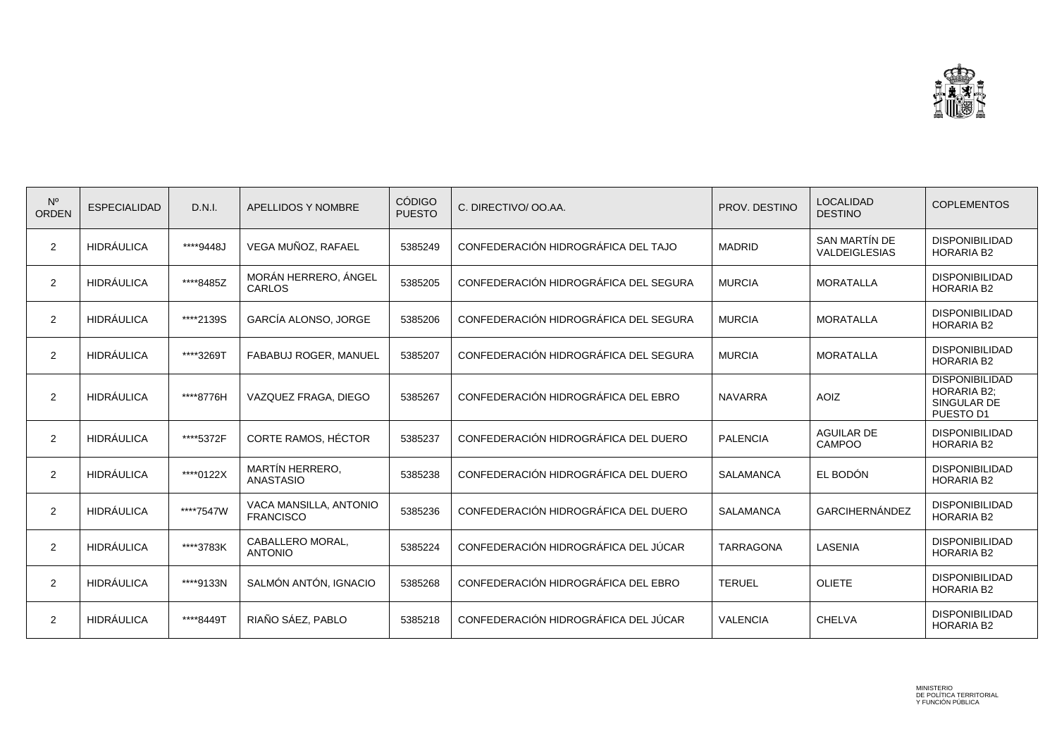| Nº ORDEN | ESPECIALIDAD | D.N.I. | APELLIDOS Y NOMBRE | CÓDIGO PUESTO | C. DIRECTIVO/ OO.AA. | PROV. DESTINO | LOCALIDAD DESTINO | COPLEMENTOS |
|---|---|---|---|---|---|---|---|---|
| 2 | HIDRÁULICA | ****9448J | VEGA MUÑOZ, RAFAEL | 5385249 | CONFEDERACIÓN HIDROGRÁFICA DEL TAJO | MADRID | SAN MARTÍN DE VALDEIGLESIAS | DISPONIBILIDAD HORARIA B2 |
| 2 | HIDRÁULICA | ****8485Z | MORÁN HERRERO, ÁNGEL CARLOS | 5385205 | CONFEDERACIÓN HIDROGRÁFICA DEL SEGURA | MURCIA | MORATALLA | DISPONIBILIDAD HORARIA B2 |
| 2 | HIDRÁULICA | ****2139S | GARCÍA ALONSO, JORGE | 5385206 | CONFEDERACIÓN HIDROGRÁFICA DEL SEGURA | MURCIA | MORATALLA | DISPONIBILIDAD HORARIA B2 |
| 2 | HIDRÁULICA | ****3269T | FABABUJ ROGER, MANUEL | 5385207 | CONFEDERACIÓN HIDROGRÁFICA DEL SEGURA | MURCIA | MORATALLA | DISPONIBILIDAD HORARIA B2 |
| 2 | HIDRÁULICA | ****8776H | VAZQUEZ FRAGA, DIEGO | 5385267 | CONFEDERACIÓN HIDROGRÁFICA DEL EBRO | NAVARRA | AOIZ | DISPONIBILIDAD HORARIA B2; SINGULAR DE PUESTO D1 |
| 2 | HIDRÁULICA | ****5372F | CORTE RAMOS, HÉCTOR | 5385237 | CONFEDERACIÓN HIDROGRÁFICA DEL DUERO | PALENCIA | AGUILAR DE CAMPOO | DISPONIBILIDAD HORARIA B2 |
| 2 | HIDRÁULICA | ****0122X | MARTÍN HERRERO, ANASTASIO | 5385238 | CONFEDERACIÓN HIDROGRÁFICA DEL DUERO | SALAMANCA | EL BODÓN | DISPONIBILIDAD HORARIA B2 |
| 2 | HIDRÁULICA | ****7547W | VACA MANSILLA, ANTONIO FRANCISCO | 5385236 | CONFEDERACIÓN HIDROGRÁFICA DEL DUERO | SALAMANCA | GARCIHERNÁNDEZ | DISPONIBILIDAD HORARIA B2 |
| 2 | HIDRÁULICA | ****3783K | CABALLERO MORAL, ANTONIO | 5385224 | CONFEDERACIÓN HIDROGRÁFICA DEL JÚCAR | TARRAGONA | LASENIA | DISPONIBILIDAD HORARIA B2 |
| 2 | HIDRÁULICA | ****9133N | SALMÓN ANTÓN, IGNACIO | 5385268 | CONFEDERACIÓN HIDROGRÁFICA DEL EBRO | TERUEL | OLIETE | DISPONIBILIDAD HORARIA B2 |
| 2 | HIDRÁULICA | ****8449T | RIAÑO SÁEZ, PABLO | 5385218 | CONFEDERACIÓN HIDROGRÁFICA DEL JÚCAR | VALENCIA | CHELVA | DISPONIBILIDAD HORARIA B2 |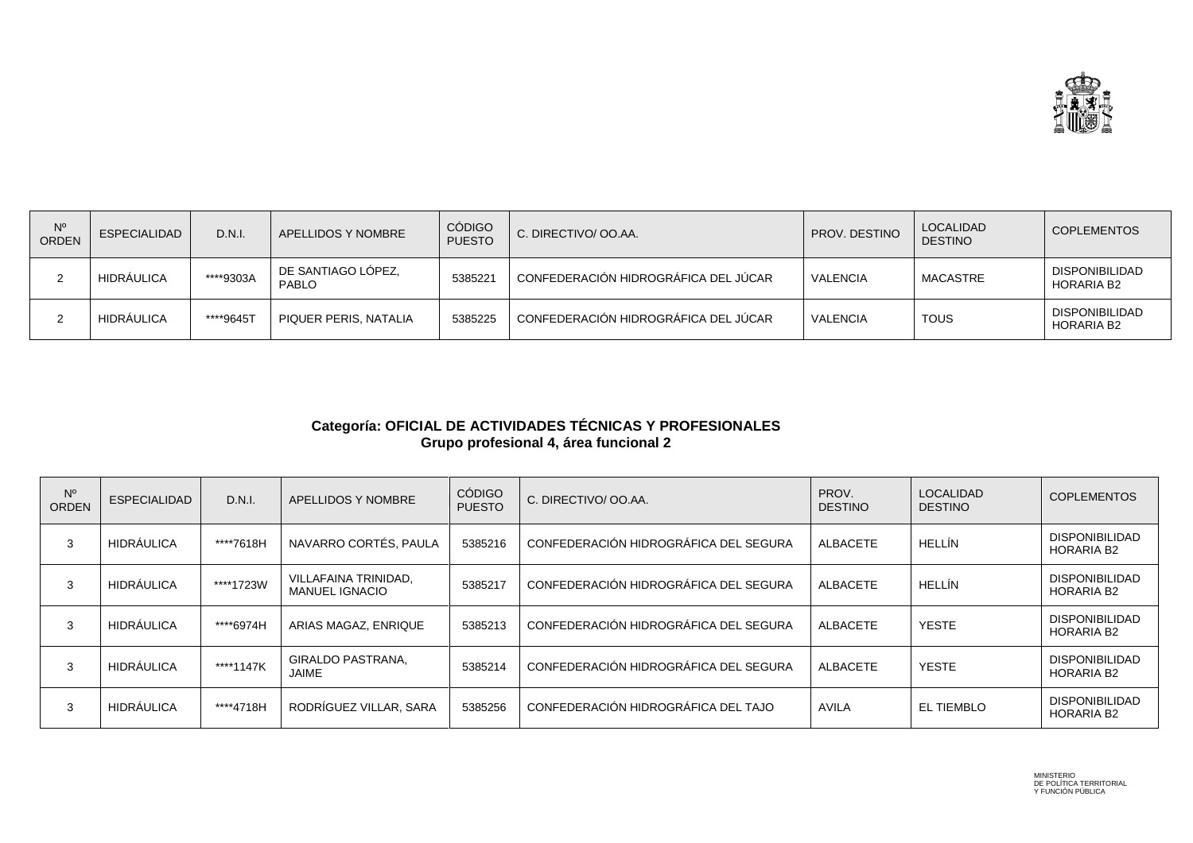| Nº ORDEN | ESPECIALIDAD | D.N.I. | APELLIDOS Y NOMBRE | CÓDIGO PUESTO | C. DIRECTIVO/ OO.AA. | PROV. DESTINO | LOCALIDAD DESTINO | COPLEMENTOS |
|---|---|---|---|---|---|---|---|---|
| 2 | HIDRÁULICA | ****9303A | DE SANTIAGO LÓPEZ, PABLO | 5385221 | CONFEDERACIÓN HIDROGRÁFICA DEL JÚCAR | VALENCIA | MACASTRE | DISPONIBILIDAD HORARIA B2 |
| 2 | HIDRÁULICA | ****9645T | PIQUER PERIS, NATALIA | 5385225 | CONFEDERACIÓN HIDROGRÁFICA DEL JÚCAR | VALENCIA | TOUS | DISPONIBILIDAD HORARIA B2 |

**Categoría: OFICIAL DE ACTIVIDADES TÉCNICAS Y PROFESIONALES**
**Grupo profesional 4, área funcional 2**

| Nº ORDEN | ESPECIALIDAD | D.N.I. | APELLIDOS Y NOMBRE | CÓDIGO PUESTO | C. DIRECTIVO/ OO.AA. | PROV. DESTINO | LOCALIDAD DESTINO | COPLEMENTOS |
|---|---|---|---|---|---|---|---|---|
| 3 | HIDRÁULICA | ****7618H | NAVARRO CORTÉS, PAULA | 5385216 | CONFEDERACIÓN HIDROGRÁFICA DEL SEGURA | ALBACETE | HELLÍN | DISPONIBILIDAD HORARIA B2 |
| 3 | HIDRÁULICA | ****1723W | VILLAFAINA TRINIDAD, MANUEL IGNACIO | 5385217 | CONFEDERACIÓN HIDROGRÁFICA DEL SEGURA | ALBACETE | HELLÍN | DISPONIBILIDAD HORARIA B2 |
| 3 | HIDRÁULICA | ****6974H | ARIAS MAGAZ, ENRIQUE | 5385213 | CONFEDERACIÓN HIDROGRÁFICA DEL SEGURA | ALBACETE | YESTE | DISPONIBILIDAD HORARIA B2 |
| 3 | HIDRÁULICA | ****1147K | GIRALDO PASTRANA, JAIME | 5385214 | CONFEDERACIÓN HIDROGRÁFICA DEL SEGURA | ALBACETE | YESTE | DISPONIBILIDAD HORARIA B2 |
| 3 | HIDRÁULICA | ****4718H | RODRÍGUEZ VILLAR, SARA | 5385256 | CONFEDERACIÓN HIDROGRÁFICA DEL TAJO | AVILA | EL TIEMBLO | DISPONIBILIDAD HORARIA B2 |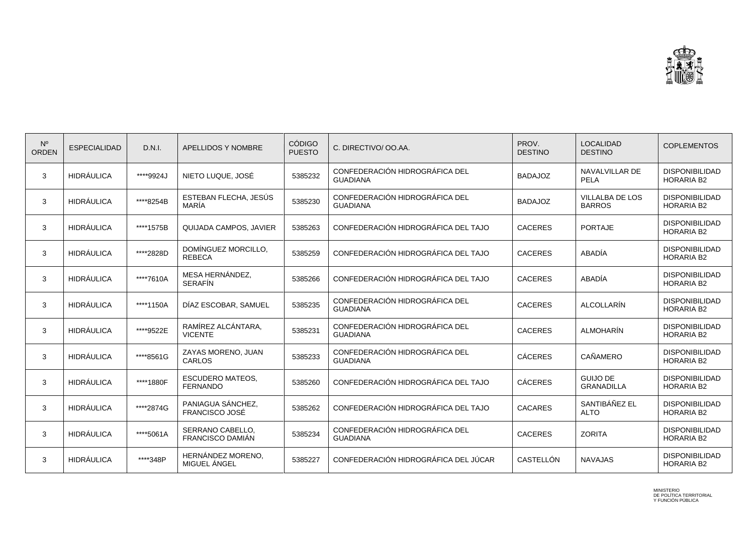| Nº ORDEN | ESPECIALIDAD | D.N.I. | APELLIDOS Y NOMBRE | CÓDIGO PUESTO | C. DIRECTIVO/ OO.AA. | PROV. DESTINO | LOCALIDAD DESTINO | COPLEMENTOS |
|---|---|---|---|---|---|---|---|---|
| 3 | HIDRÁULICA | ****9924J | NIETO LUQUE, JOSÉ | 5385232 | CONFEDERACIÓN HIDROGRÁFICA DEL GUADIANA | BADAJOZ | NAVALVILLAR DE PELA | DISPONIBILIDAD HORARIA B2 |
| 3 | HIDRÁULICA | ****8254B | ESTEBAN FLECHA, JESÚS MARÍA | 5385230 | CONFEDERACIÓN HIDROGRÁFICA DEL GUADIANA | BADAJOZ | VILLALBA DE LOS BARROS | DISPONIBILIDAD HORARIA B2 |
| 3 | HIDRÁULICA | ****1575B | QUIJADA CAMPOS, JAVIER | 5385263 | CONFEDERACIÓN HIDROGRÁFICA DEL TAJO | CACERES | PORTAJE | DISPONIBILIDAD HORARIA B2 |
| 3 | HIDRÁULICA | ****2828D | DOMÍNGUEZ MORCILLO, REBECA | 5385259 | CONFEDERACIÓN HIDROGRÁFICA DEL TAJO | CACERES | ABADÍA | DISPONIBILIDAD HORARIA B2 |
| 3 | HIDRÁULICA | ****7610A | MESA HERNÁNDEZ, SERAFÍN | 5385266 | CONFEDERACIÓN HIDROGRÁFICA DEL TAJO | CACERES | ABADÍA | DISPONIBILIDAD HORARIA B2 |
| 3 | HIDRÁULICA | ****1150A | DÍAZ ESCOBAR, SAMUEL | 5385235 | CONFEDERACIÓN HIDROGRÁFICA DEL GUADIANA | CACERES | ALCOLLARÍN | DISPONIBILIDAD HORARIA B2 |
| 3 | HIDRÁULICA | ****9522E | RAMÍREZ ALCÁNTARA, VICENTE | 5385231 | CONFEDERACIÓN HIDROGRÁFICA DEL GUADIANA | CACERES | ALMOHARÍN | DISPONIBILIDAD HORARIA B2 |
| 3 | HIDRÁULICA | ****8561G | ZAYAS MORENO, JUAN CARLOS | 5385233 | CONFEDERACIÓN HIDROGRÁFICA DEL GUADIANA | CÁCERES | CAÑAMERO | DISPONIBILIDAD HORARIA B2 |
| 3 | HIDRÁULICA | ****1880F | ESCUDERO MATEOS, FERNANDO | 5385260 | CONFEDERACIÓN HIDROGRÁFICA DEL TAJO | CÁCERES | GUIJO DE GRANADILLA | DISPONIBILIDAD HORARIA B2 |
| 3 | HIDRÁULICA | ****2874G | PANIAGUA SÁNCHEZ, FRANCISCO JOSÉ | 5385262 | CONFEDERACIÓN HIDROGRÁFICA DEL TAJO | CACARES | SANTIBÁÑEZ EL ALTO | DISPONIBILIDAD HORARIA B2 |
| 3 | HIDRÁULICA | ****5061A | SERRANO CABELLO, FRANCISCO DAMIÁN | 5385234 | CONFEDERACIÓN HIDROGRÁFICA DEL GUADIANA | CACERES | ZORITA | DISPONIBILIDAD HORARIA B2 |
| 3 | HIDRÁULICA | ****348P | HERNÁNDEZ MORENO, MIGUEL ÁNGEL | 5385227 | CONFEDERACIÓN HIDROGRÁFICA DEL JÚCAR | CASTELLÓN | NAVAJAS | DISPONIBILIDAD HORARIA B2 |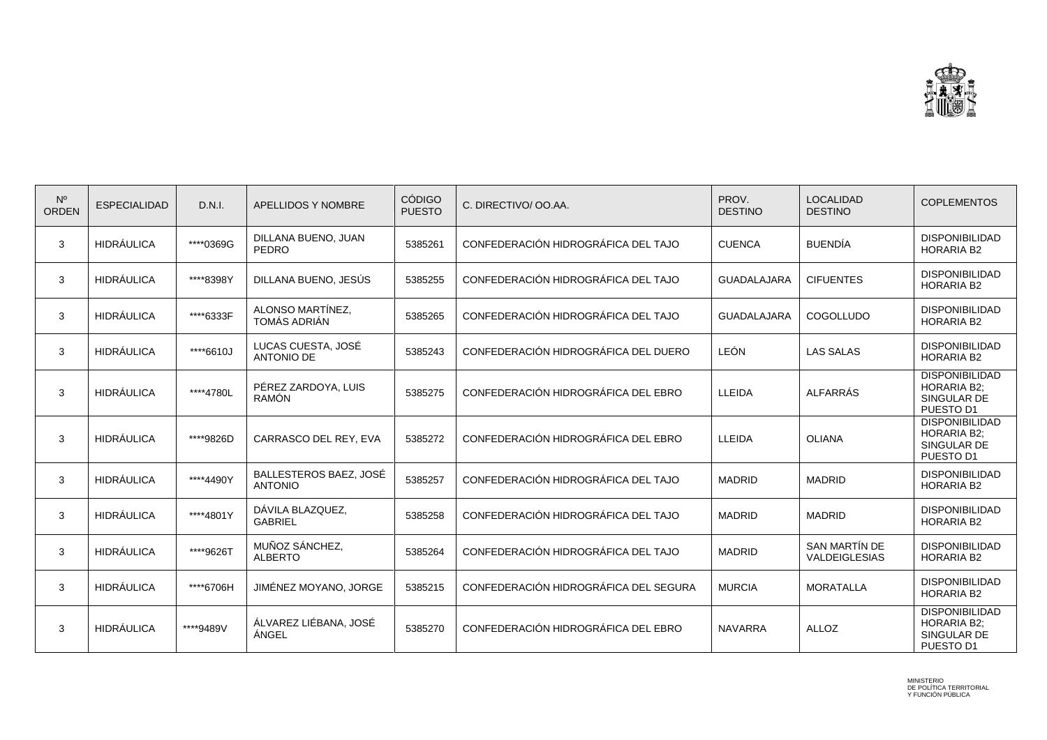| Nº ORDEN | ESPECIALIDAD | D.N.I. | APELLIDOS Y NOMBRE | CÓDIGO PUESTO | C. DIRECTIVO/ OO.AA. | PROV. DESTINO | LOCALIDAD DESTINO | COPLEMENTOS |
|---|---|---|---|---|---|---|---|---|
| 3 | HIDRÁULICA | ****0369G | DILLANA BUENO, JUAN PEDRO | 5385261 | CONFEDERACIÓN HIDROGRÁFICA DEL TAJO | CUENCA | BUENDÍA | DISPONIBILIDAD HORARIA B2 |
| 3 | HIDRÁULICA | ****8398Y | DILLANA BUENO, JESÚS | 5385255 | CONFEDERACIÓN HIDROGRÁFICA DEL TAJO | GUADALAJARA | CIFUENTES | DISPONIBILIDAD HORARIA B2 |
| 3 | HIDRÁULICA | ****6333F | ALONSO MARTÍNEZ, TOMÁS ADRIÁN | 5385265 | CONFEDERACIÓN HIDROGRÁFICA DEL TAJO | GUADALAJARA | COGOLLUDO | DISPONIBILIDAD HORARIA B2 |
| 3 | HIDRÁULICA | ****6610J | LUCAS CUESTA, JOSÉ ANTONIO DE | 5385243 | CONFEDERACIÓN HIDROGRÁFICA DEL DUERO | LEÓN | LAS SALAS | DISPONIBILIDAD HORARIA B2 |
| 3 | HIDRÁULICA | ****4780L | PÉREZ ZARDOYA, LUIS RAMÓN | 5385275 | CONFEDERACIÓN HIDROGRÁFICA DEL EBRO | LLEIDA | ALFARRÁS | DISPONIBILIDAD HORARIA B2; SINGULAR DE PUESTO D1 |
| 3 | HIDRÁULICA | ****9826D | CARRASCO DEL REY, EVA | 5385272 | CONFEDERACIÓN HIDROGRÁFICA DEL EBRO | LLEIDA | OLIANA | DISPONIBILIDAD HORARIA B2; SINGULAR DE PUESTO D1 |
| 3 | HIDRÁULICA | ****4490Y | BALLESTEROS BAEZ, JOSÉ ANTONIO | 5385257 | CONFEDERACIÓN HIDROGRÁFICA DEL TAJO | MADRID | MADRID | DISPONIBILIDAD HORARIA B2 |
| 3 | HIDRÁULICA | ****4801Y | DÁVILA BLAZQUEZ, GABRIEL | 5385258 | CONFEDERACIÓN HIDROGRÁFICA DEL TAJO | MADRID | MADRID | DISPONIBILIDAD HORARIA B2 |
| 3 | HIDRÁULICA | ****9626T | MUÑOZ SÁNCHEZ, ALBERTO | 5385264 | CONFEDERACIÓN HIDROGRÁFICA DEL TAJO | MADRID | SAN MARTÍN DE VALDEIGLESIAS | DISPONIBILIDAD HORARIA B2 |
| 3 | HIDRÁULICA | ****6706H | JIMÉNEZ MOYANO, JORGE | 5385215 | CONFEDERACIÓN HIDROGRÁFICA DEL SEGURA | MURCIA | MORATALLA | DISPONIBILIDAD HORARIA B2 |
| 3 | HIDRÁULICA | ****9489V | ÁLVAREZ LIÉBANA, JOSÉ ÁNGEL | 5385270 | CONFEDERACIÓN HIDROGRÁFICA DEL EBRO | NAVARRA | ALLOZ | DISPONIBILIDAD HORARIA B2; SINGULAR DE PUESTO D1 |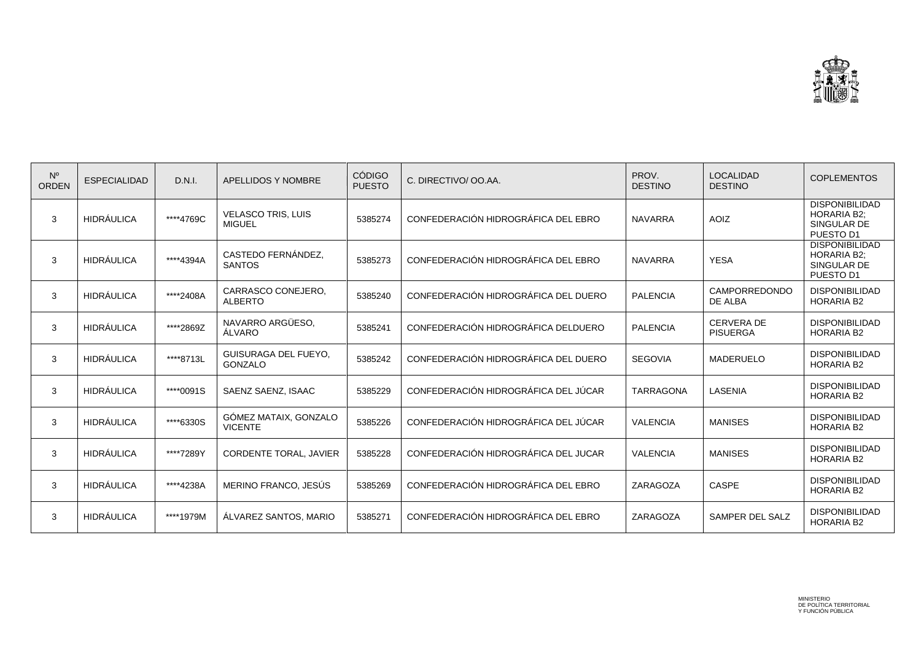| Nº ORDEN | ESPECIALIDAD | D.N.I. | APELLIDOS Y NOMBRE | CÓDIGO PUESTO | C. DIRECTIVO/ OO.AA. | PROV. DESTINO | LOCALIDAD DESTINO | COPLEMENTOS |
|---|---|---|---|---|---|---|---|---|
| 3 | HIDRÁULICA | ****4769C | VELASCO TRIS, LUIS MIGUEL | 5385274 | CONFEDERACIÓN HIDROGRÁFICA DEL EBRO | NAVARRA | AOIZ | DISPONIBILIDAD HORARIA B2; SINGULAR DE PUESTO D1 |
| 3 | HIDRÁULICA | ****4394A | CASTEDO FERNÁNDEZ, SANTOS | 5385273 | CONFEDERACIÓN HIDROGRÁFICA DEL EBRO | NAVARRA | YESA | DISPONIBILIDAD HORARIA B2; SINGULAR DE PUESTO D1 |
| 3 | HIDRÁULICA | ****2408A | CARRASCO CONEJERO, ALBERTO | 5385240 | CONFEDERACIÓN HIDROGRÁFICA DEL DUERO | PALENCIA | CAMPORREDONDO DE ALBA | DISPONIBILIDAD HORARIA B2 |
| 3 | HIDRÁULICA | ****2869Z | NAVARRO ARGÜESO, ÁLVARO | 5385241 | CONFEDERACIÓN HIDROGRÁFICA DELDUERO | PALENCIA | CERVERA DE PISUERGA | DISPONIBILIDAD HORARIA B2 |
| 3 | HIDRÁULICA | ****8713L | GUISURAGA DEL FUEYO, GONZALO | 5385242 | CONFEDERACIÓN HIDROGRÁFICA DEL DUERO | SEGOVIA | MADERUELO | DISPONIBILIDAD HORARIA B2 |
| 3 | HIDRÁULICA | ****0091S | SAENZ SAENZ, ISAAC | 5385229 | CONFEDERACIÓN HIDROGRÁFICA DEL JÚCAR | TARRAGONA | LASENIA | DISPONIBILIDAD HORARIA B2 |
| 3 | HIDRÁULICA | ****6330S | GÓMEZ MATAIX, GONZALO VICENTE | 5385226 | CONFEDERACIÓN HIDROGRÁFICA DEL JÚCAR | VALENCIA | MANISES | DISPONIBILIDAD HORARIA B2 |
| 3 | HIDRÁULICA | ****7289Y | CORDENTE TORAL, JAVIER | 5385228 | CONFEDERACIÓN HIDROGRÁFICA DEL JUCAR | VALENCIA | MANISES | DISPONIBILIDAD HORARIA B2 |
| 3 | HIDRÁULICA | ****4238A | MERINO FRANCO, JESÚS | 5385269 | CONFEDERACIÓN HIDROGRÁFICA DEL EBRO | ZARAGOZA | CASPE | DISPONIBILIDAD HORARIA B2 |
| 3 | HIDRÁULICA | ****1979M | ÁLVAREZ SANTOS, MARIO | 5385271 | CONFEDERACIÓN HIDROGRÁFICA DEL EBRO | ZARAGOZA | SAMPER DEL SALZ | DISPONIBILIDAD HORARIA B2 |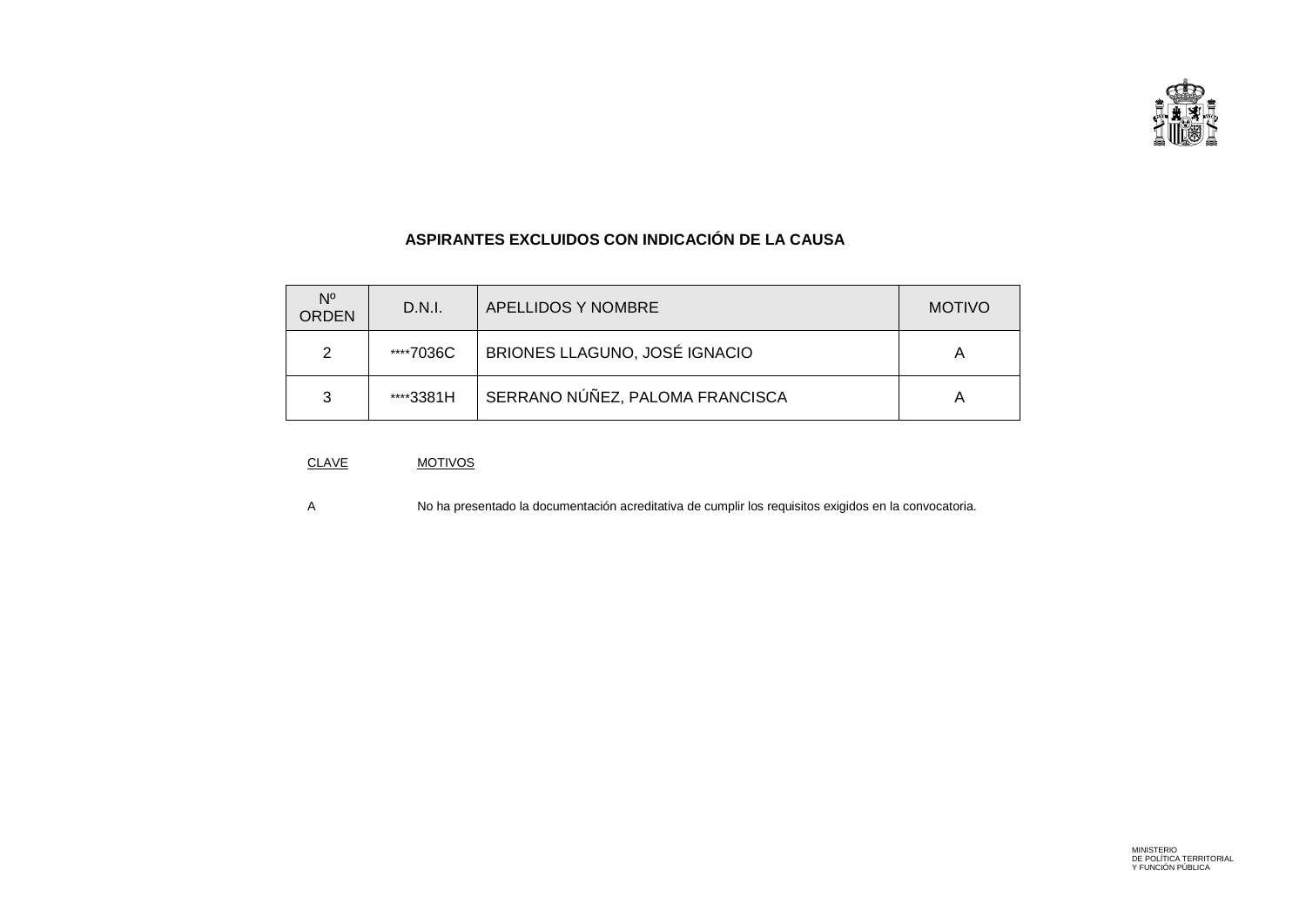## ASPIRANTES EXCLUIDOS CON INDICACIÓN DE LA CAUSA

| Nº ORDEN | D.N.I. | APELLIDOS Y NOMBRE | MOTIVO |
|---|---|---|---|
| 2 | ****7036C | BRIONES LLAGUNO, JOSÉ IGNACIO | A |
| 3 | ****3381H | SERRANO NÚÑEZ, PALOMA FRANCISCA | A |

| CLAVE | MOTIVOS |
|---|---|
| A | No ha presentado la documentación acreditativa de cumplir los requisitos exigidos en la convocatoria. |